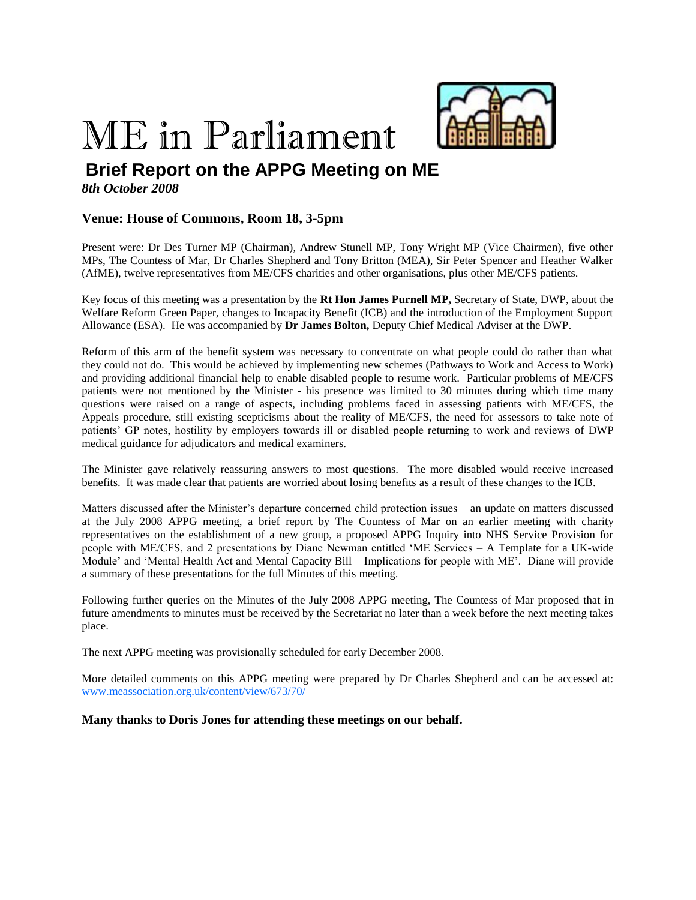# ME in Parliament

## Brief Report on the APPG Meeting on ME

***8th October 2008***

### Venue: House of Commons, Room 18, 3-5pm

Present were: Dr Des Turner MP (Chairman), Andrew Stunell MP, Tony Wright MP (Vice Chairmen), five other MPs, The Countess of Mar, Dr Charles Shepherd and Tony Britton (MEA), Sir Peter Spencer and Heather Walker (AfME), twelve representatives from ME/CFS charities and other organisations, plus other ME/CFS patients.

Key focus of this meeting was a presentation by the **Rt Hon James Purnell MP,** Secretary of State, DWP, about the Welfare Reform Green Paper, changes to Incapacity Benefit (ICB) and the introduction of the Employment Support Allowance (ESA). He was accompanied by **Dr James Bolton,** Deputy Chief Medical Adviser at the DWP.

Reform of this arm of the benefit system was necessary to concentrate on what people could do rather than what they could not do. This would be achieved by implementing new schemes (Pathways to Work and Access to Work) and providing additional financial help to enable disabled people to resume work. Particular problems of ME/CFS patients were not mentioned by the Minister - his presence was limited to 30 minutes during which time many questions were raised on a range of aspects, including problems faced in assessing patients with ME/CFS, the Appeals procedure, still existing scepticisms about the reality of ME/CFS, the need for assessors to take note of patients' GP notes, hostility by employers towards ill or disabled people returning to work and reviews of DWP medical guidance for adjudicators and medical examiners.

The Minister gave relatively reassuring answers to most questions. The more disabled would receive increased benefits. It was made clear that patients are worried about losing benefits as a result of these changes to the ICB.

Matters discussed after the Minister's departure concerned child protection issues – an update on matters discussed at the July 2008 APPG meeting, a brief report by The Countess of Mar on an earlier meeting with charity representatives on the establishment of a new group, a proposed APPG Inquiry into NHS Service Provision for people with ME/CFS, and 2 presentations by Diane Newman entitled 'ME Services – A Template for a UK-wide Module' and 'Mental Health Act and Mental Capacity Bill – Implications for people with ME'. Diane will provide a summary of these presentations for the full Minutes of this meeting.

Following further queries on the Minutes of the July 2008 APPG meeting, The Countess of Mar proposed that in future amendments to minutes must be received by the Secretariat no later than a week before the next meeting takes place.

The next APPG meeting was provisionally scheduled for early December 2008.

More detailed comments on this APPG meeting were prepared by Dr Charles Shepherd and can be accessed at: www.meassociation.org.uk/content/view/673/70/

**Many thanks to Doris Jones for attending these meetings on our behalf.**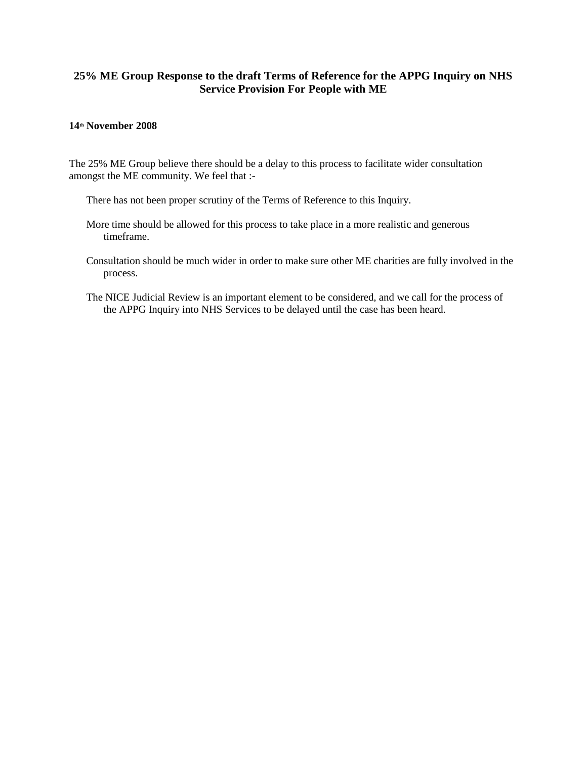# 25% ME Group Response to the draft Terms of Reference for the APPG Inquiry on NHS Service Provision For People with ME

**14th November 2008**

The 25% ME Group believe there should be a delay to this process to facilitate wider consultation amongst the ME community. We feel that :-

- There has not been proper scrutiny of the Terms of Reference to this Inquiry.
- More time should be allowed for this process to take place in a more realistic and generous timeframe.
- Consultation should be much wider in order to make sure other ME charities are fully involved in the process.
- The NICE Judicial Review is an important element to be considered, and we call for the process of the APPG Inquiry into NHS Services to be delayed until the case has been heard.